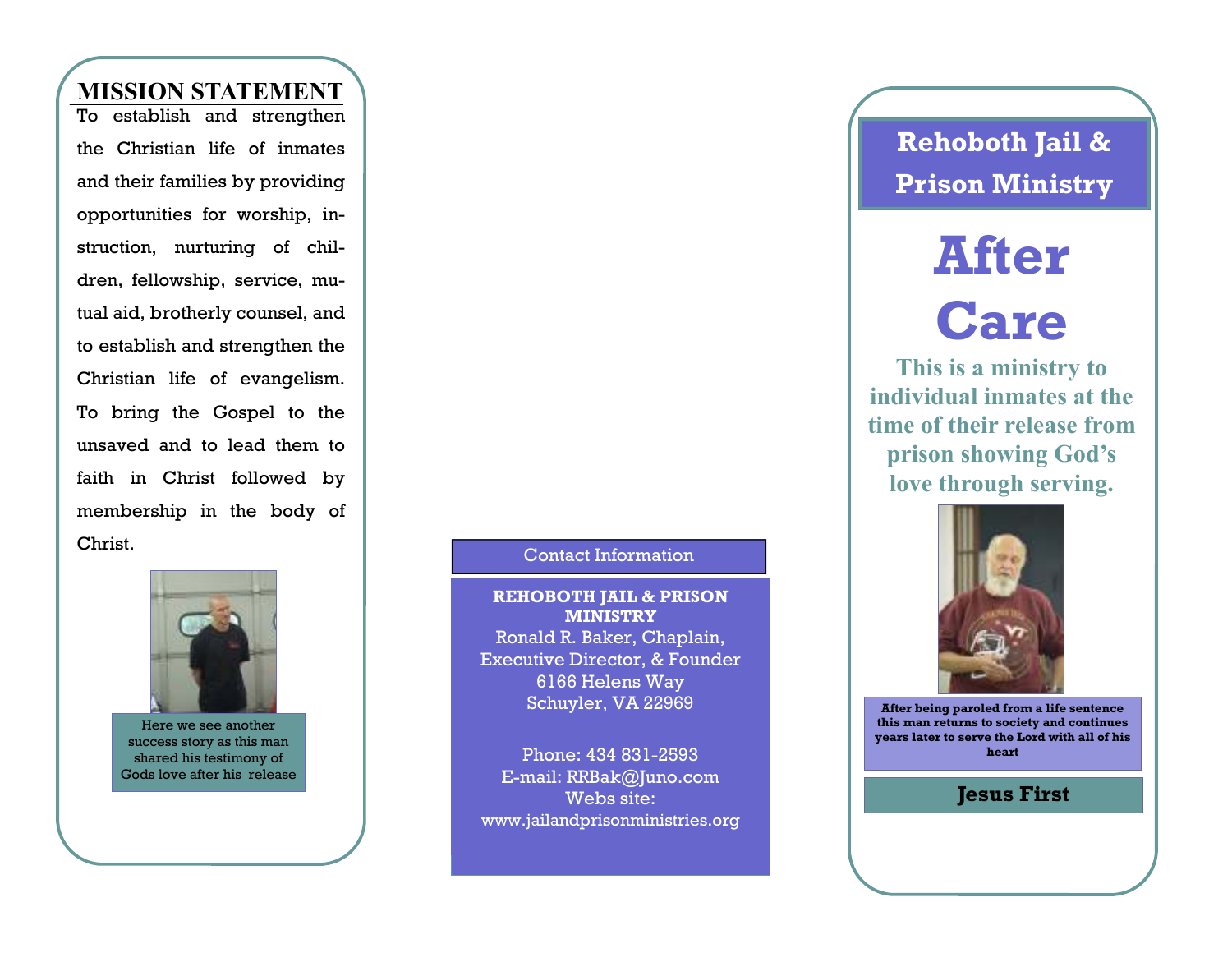## MISSION STATEMENT

To establish and strengthen the Christian life of inmates and their families by providing opportunities for worship, instruction, nurturing of children, fellowship, service, mutual aid, brotherly counsel, and to establish and strengthen the Christian life of evangelism. To bring the Gospel to the unsaved and to lead them to faith in Christ followed by membership in the body of Christ.

Here we see another success story as this man shared his testimony of Gods love after his release

### Contact Information

**REHOBOTH JAIL & PRISON MINISTRY**
Ronald R. Baker, Chaplain, Executive Director, & Founder
6166 Helens Way
Schuyler, VA 22969

Phone: 434 831-2593
E-mail: RRBak@Juno.com
Webs site:
www.jailandprisonministries.org

## Rehoboth Jail & Prison Ministry

# After Care

**This is a ministry to individual inmates at the time of their release from prison showing God's love through serving.**

**After being paroled from a life sentence this man returns to society and continues years later to serve the Lord with all of his heart**

**Jesus First**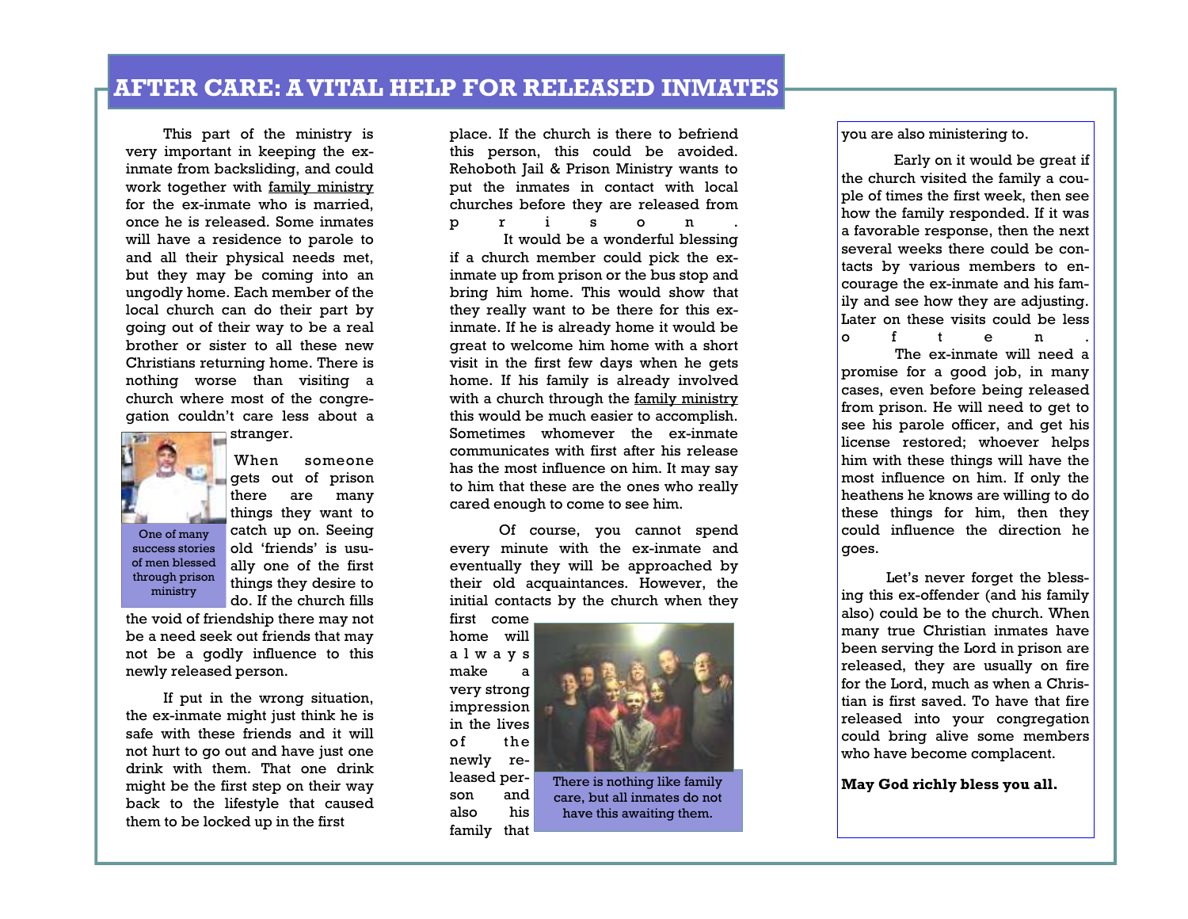# AFTER CARE: A VITAL HELP FOR RELEASED INMATES

This part of the ministry is very important in keeping the ex-inmate from backsliding, and could work together with family ministry for the ex-inmate who is married, once he is released. Some inmates will have a residence to parole to and all their physical needs met, but they may be coming into an ungodly home. Each member of the local church can do their part by going out of their way to be a real brother or sister to all these new Christians returning home. There is nothing worse than visiting a church where most of the congregation couldn't care less about a stranger.

One of many success stories of men blessed through prison ministry

When someone gets out of prison there are many things they want to catch up on. Seeing old 'friends' is usually one of the first things they desire to do. If the church fills the void of friendship there may not be a need seek out friends that may not be a godly influence to this newly released person.

If put in the wrong situation, the ex-inmate might just think he is safe with these friends and it will not hurt to go out and have just one drink with them. That one drink might be the first step on their way back to the lifestyle that caused them to be locked up in the first place. If the church is there to befriend this person, this could be avoided. Rehoboth Jail & Prison Ministry wants to put the inmates in contact with local churches before they are released from prison.

It would be a wonderful blessing if a church member could pick the ex-inmate up from prison or the bus stop and bring him home. This would show that they really want to be there for this ex-inmate. If he is already home it would be great to welcome him home with a short visit in the first few days when he gets home. If his family is already involved with a church through the family ministry this would be much easier to accomplish. Sometimes whomever the ex-inmate communicates with first after his release has the most influence on him. It may say to him that these are the ones who really cared enough to come to see him.

Of course, you cannot spend every minute with the ex-inmate and eventually they will be approached by their old acquaintances. However, the initial contacts by the church when they first come home will always make a very strong impression in the lives of the newly released person and also his family that you are also ministering to.

There is nothing like family care, but all inmates do not have this awaiting them.

Early on it would be great if the church visited the family a couple of times the first week, then see how the family responded. If it was a favorable response, then the next several weeks there could be contacts by various members to encourage the ex-inmate and his family and see how they are adjusting. Later on these visits could be less often.

The ex-inmate will need a promise for a good job, in many cases, even before being released from prison. He will need to get to see his parole officer, and get his license restored; whoever helps him with these things will have the most influence on him. If only the heathens he knows are willing to do these things for him, then they could influence the direction he goes.

Let's never forget the blessing this ex-offender (and his family also) could be to the church. When many true Christian inmates have been serving the Lord in prison are released, they are usually on fire for the Lord, much as when a Christian is first saved. To have that fire released into your congregation could bring alive some members who have become complacent.

**May God richly bless you all.**